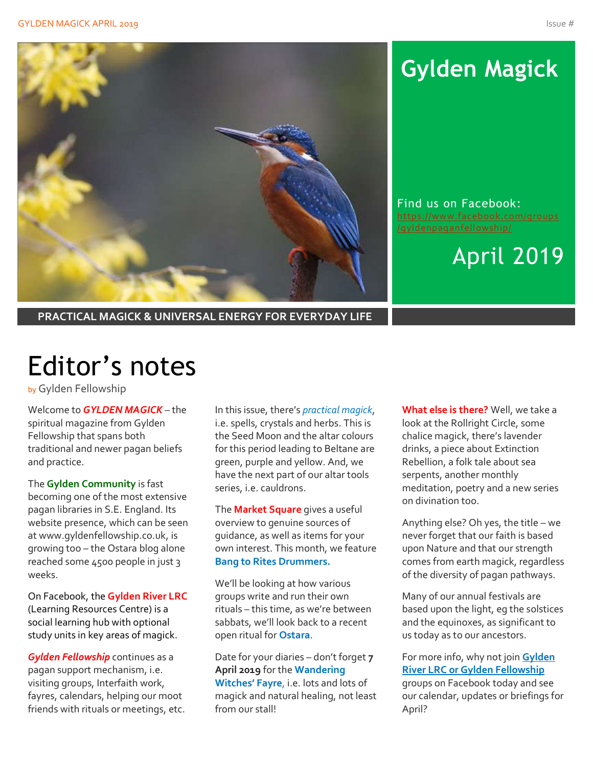# Gylden Magick

Find us on Facebook: https://www.facebook.com/groups/gyldenpaganfellowship/

April 2019

**PRACTICAL MAGICK & UNIVERSAL ENERGY FOR EVERYDAY LIFE**

# Editor's notes

by Gylden Fellowship

Welcome to ***GYLDEN MAGICK*** – the spiritual magazine from Gylden Fellowship that spans both traditional and newer pagan beliefs and practice.

The **Gylden Community** is fast becoming one of the most extensive pagan libraries in S.E. England. Its website presence, which can be seen at www.gyldenfellowship.co.uk, is growing too – the Ostara blog alone reached some 4500 people in just 3 weeks.

On Facebook, the **Gylden River LRC** (Learning Resources Centre) is a social learning hub with optional study units in key areas of magick.

***Gylden Fellowship*** continues as a pagan support mechanism, i.e. visiting groups, Interfaith work, fayres, calendars, helping our moot friends with rituals or meetings, etc.

In this issue, there's *practical magick*, i.e. spells, crystals and herbs. This is the Seed Moon and the altar colours for this period leading to Beltane are green, purple and yellow. And, we have the next part of our altar tools series, i.e. cauldrons.

The **Market Square** gives a useful overview to genuine sources of guidance, as well as items for your own interest. This month, we feature **Bang to Rites Drummers.**

We'll be looking at how various groups write and run their own rituals – this time, as we're between sabbats, we'll look back to a recent open ritual for **Ostara**.

Date for your diaries – don't forget **7 April 2019** for the **Wandering Witches' Fayre**, i.e. lots and lots of magick and natural healing, not least from our stall!

**What else is there?** Well, we take a look at the Rollright Circle, some chalice magick, there's lavender drinks, a piece about Extinction Rebellion, a folk tale about sea serpents, another monthly meditation, poetry and a new series on divination too.

Anything else? Oh yes, the title – we never forget that our faith is based upon Nature and that our strength comes from earth magick, regardless of the diversity of pagan pathways.

Many of our annual festivals are based upon the light, eg the solstices and the equinoxes, as significant to us today as to our ancestors.

For more info, why not join **Gylden River LRC or Gylden Fellowship** groups on Facebook today and see our calendar, updates or briefings for April?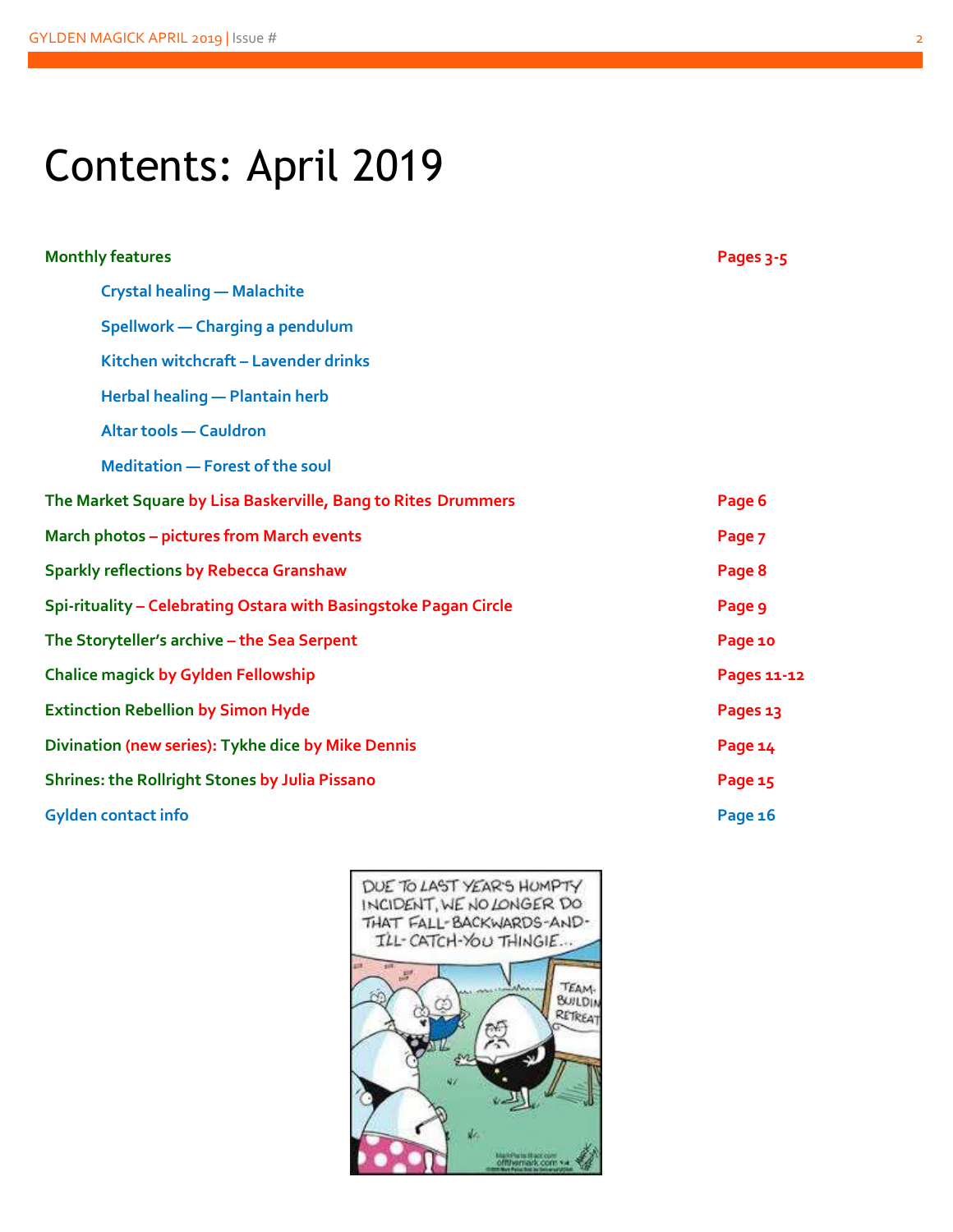# Contents: April 2019

| | |
|---|---|
| **Monthly features** | **Pages 3-5** |
| Crystal healing — Malachite | |
| Spellwork — Charging a pendulum | |
| Kitchen witchcraft – Lavender drinks | |
| Herbal healing — Plantain herb | |
| Altar tools — Cauldron | |
| Meditation — Forest of the soul | |
| The Market Square by Lisa Baskerville, Bang to Rites Drummers | Page 6 |
| March photos – pictures from March events | Page 7 |
| Sparkly reflections by Rebecca Granshaw | Page 8 |
| Spi-rituality – Celebrating Ostara with Basingstoke Pagan Circle | Page 9 |
| The Storyteller's archive – the Sea Serpent | Page 10 |
| Chalice magick by Gylden Fellowship | Pages 11-12 |
| Extinction Rebellion by Simon Hyde | Pages 13 |
| Divination (new series): Tykhe dice by Mike Dennis | Page 14 |
| Shrines: the Rollright Stones by Julia Pissano | Page 15 |
| Gylden contact info | Page 16 |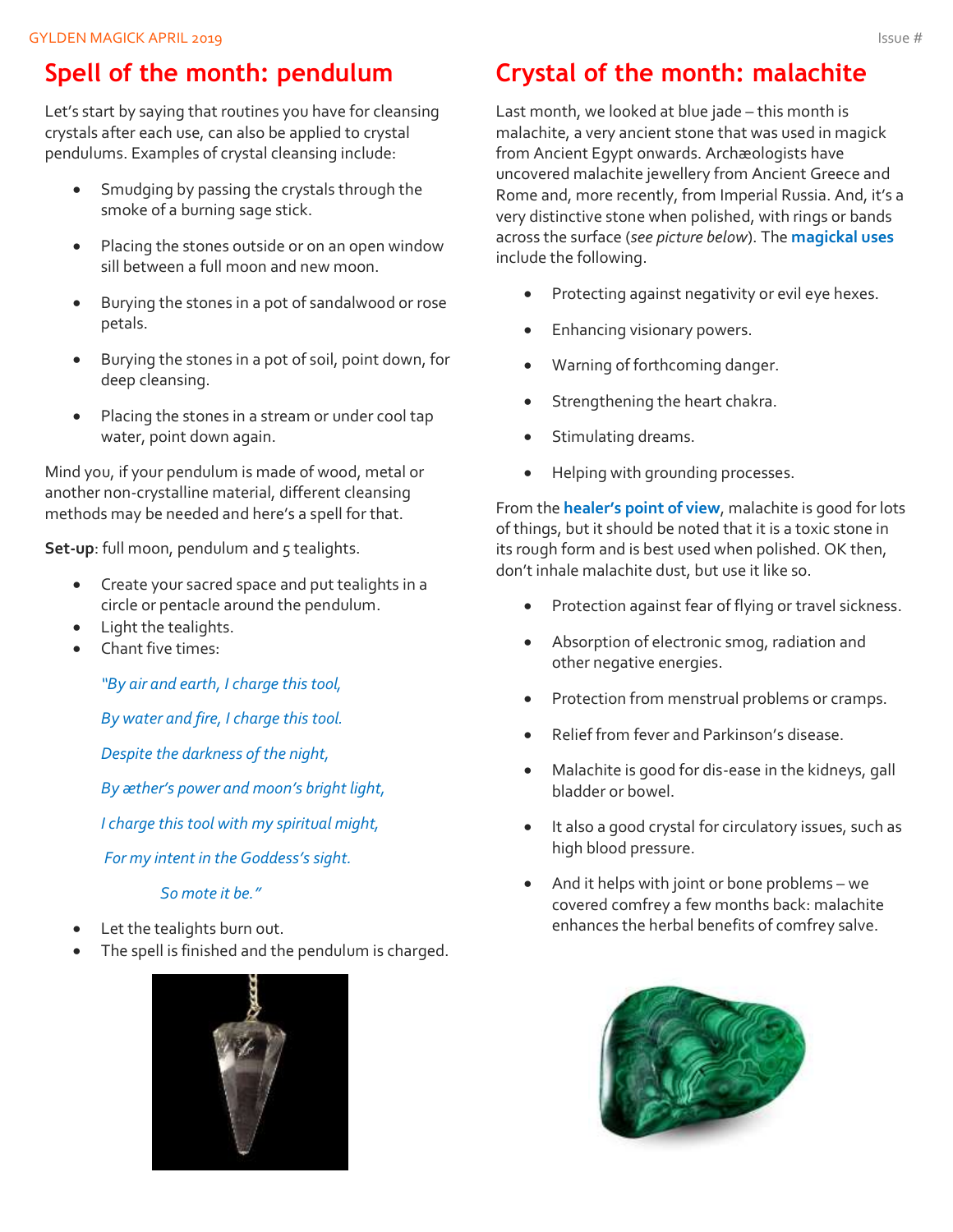## Spell of the month: pendulum

Let's start by saying that routines you have for cleansing crystals after each use, can also be applied to crystal pendulums. Examples of crystal cleansing include:

- Smudging by passing the crystals through the smoke of a burning sage stick.
- Placing the stones outside or on an open window sill between a full moon and new moon.
- Burying the stones in a pot of sandalwood or rose petals.
- Burying the stones in a pot of soil, point down, for deep cleansing.
- Placing the stones in a stream or under cool tap water, point down again.

Mind you, if your pendulum is made of wood, metal or another non-crystalline material, different cleansing methods may be needed and here's a spell for that.

**Set-up**: full moon, pendulum and 5 tealights.

- Create your sacred space and put tealights in a circle or pentacle around the pendulum.
- Light the tealights.
- Chant five times:

*"By air and earth, I charge this tool,*

*By water and fire, I charge this tool.*

*Despite the darkness of the night,*

*By æther's power and moon's bright light,*

*I charge this tool with my spiritual might,*

*For my intent in the Goddess's sight.*

*So mote it be."*

- Let the tealights burn out.
- The spell is finished and the pendulum is charged.

## Crystal of the month: malachite

Last month, we looked at blue jade – this month is malachite, a very ancient stone that was used in magick from Ancient Egypt onwards. Archæologists have uncovered malachite jewellery from Ancient Greece and Rome and, more recently, from Imperial Russia. And, it's a very distinctive stone when polished, with rings or bands across the surface (*see picture below*). The **magickal uses** include the following.

- Protecting against negativity or evil eye hexes.
- Enhancing visionary powers.
- Warning of forthcoming danger.
- Strengthening the heart chakra.
- Stimulating dreams.
- Helping with grounding processes.

From the **healer's point of view**, malachite is good for lots of things, but it should be noted that it is a toxic stone in its rough form and is best used when polished. OK then, don't inhale malachite dust, but use it like so.

- Protection against fear of flying or travel sickness.
- Absorption of electronic smog, radiation and other negative energies.
- Protection from menstrual problems or cramps.
- Relief from fever and Parkinson's disease.
- Malachite is good for dis-ease in the kidneys, gall bladder or bowel.
- It also a good crystal for circulatory issues, such as high blood pressure.
- And it helps with joint or bone problems – we covered comfrey a few months back: malachite enhances the herbal benefits of comfrey salve.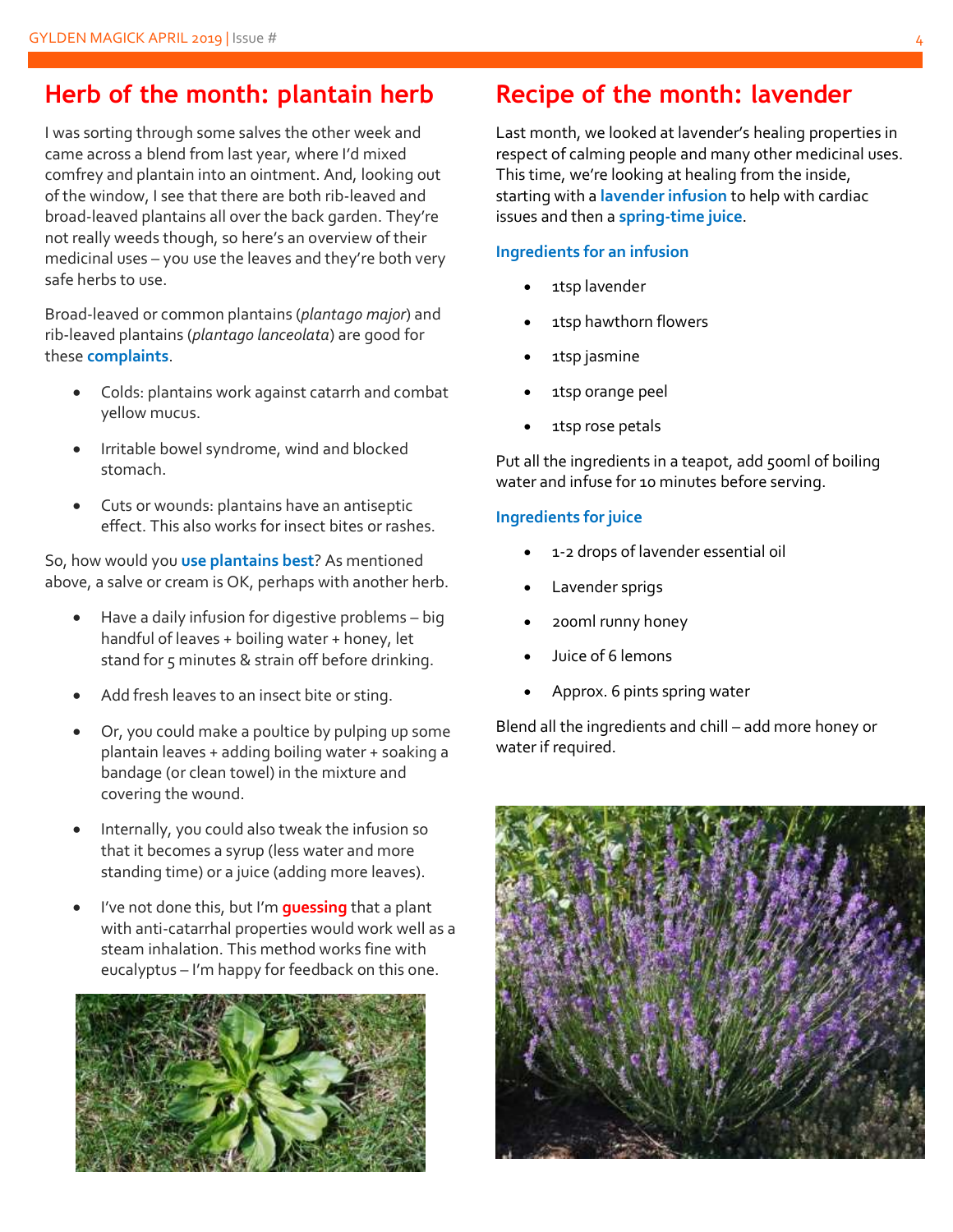## Herb of the month: plantain herb

I was sorting through some salves the other week and came across a blend from last year, where I'd mixed comfrey and plantain into an ointment. And, looking out of the window, I see that there are both rib-leaved and broad-leaved plantains all over the back garden. They're not really weeds though, so here's an overview of their medicinal uses – you use the leaves and they're both very safe herbs to use.

Broad-leaved or common plantains (*plantago major*) and rib-leaved plantains (*plantago lanceolata*) are good for these **complaints**.

- Colds: plantains work against catarrh and combat yellow mucus.
- Irritable bowel syndrome, wind and blocked stomach.
- Cuts or wounds: plantains have an antiseptic effect. This also works for insect bites or rashes.

So, how would you **use plantains best**? As mentioned above, a salve or cream is OK, perhaps with another herb.

- Have a daily infusion for digestive problems – big handful of leaves + boiling water + honey, let stand for 5 minutes & strain off before drinking.
- Add fresh leaves to an insect bite or sting.
- Or, you could make a poultice by pulping up some plantain leaves + adding boiling water + soaking a bandage (or clean towel) in the mixture and covering the wound.
- Internally, you could also tweak the infusion so that it becomes a syrup (less water and more standing time) or a juice (adding more leaves).
- I've not done this, but I'm **guessing** that a plant with anti-catarrhal properties would work well as a steam inhalation. This method works fine with eucalyptus – I'm happy for feedback on this one.

## Recipe of the month: lavender

Last month, we looked at lavender's healing properties in respect of calming people and many other medicinal uses. This time, we're looking at healing from the inside, starting with a **lavender infusion** to help with cardiac issues and then a **spring-time juice**.

### Ingredients for an infusion

- 1tsp lavender
- 1tsp hawthorn flowers
- 1tsp jasmine
- 1tsp orange peel
- 1tsp rose petals

Put all the ingredients in a teapot, add 500ml of boiling water and infuse for 10 minutes before serving.

### Ingredients for juice

- 1-2 drops of lavender essential oil
- Lavender sprigs
- 200ml runny honey
- Juice of 6 lemons
- Approx. 6 pints spring water

Blend all the ingredients and chill – add more honey or water if required.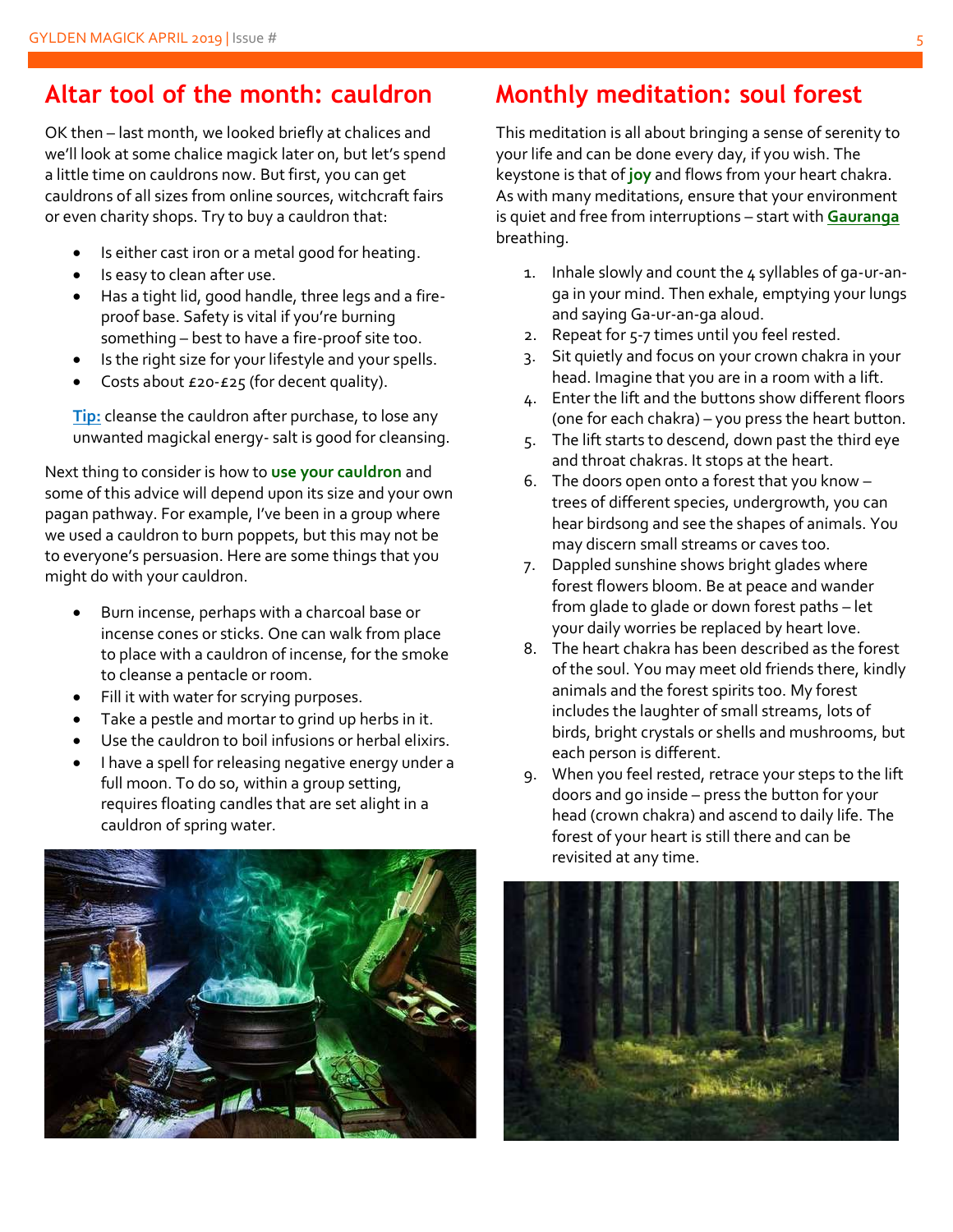## Altar tool of the month: cauldron

OK then – last month, we looked briefly at chalices and we'll look at some chalice magick later on, but let's spend a little time on cauldrons now. But first, you can get cauldrons of all sizes from online sources, witchcraft fairs or even charity shops. Try to buy a cauldron that:

- Is either cast iron or a metal good for heating.
- Is easy to clean after use.
- Has a tight lid, good handle, three legs and a fire-proof base. Safety is vital if you're burning something – best to have a fire-proof site too.
- Is the right size for your lifestyle and your spells.
- Costs about £20-£25 (for decent quality).

**Tip:** cleanse the cauldron after purchase, to lose any unwanted magickal energy- salt is good for cleansing.

Next thing to consider is how to **use your cauldron** and some of this advice will depend upon its size and your own pagan pathway. For example, I've been in a group where we used a cauldron to burn poppets, but this may not be to everyone's persuasion. Here are some things that you might do with your cauldron.

- Burn incense, perhaps with a charcoal base or incense cones or sticks. One can walk from place to place with a cauldron of incense, for the smoke to cleanse a pentacle or room.
- Fill it with water for scrying purposes.
- Take a pestle and mortar to grind up herbs in it.
- Use the cauldron to boil infusions or herbal elixirs.
- I have a spell for releasing negative energy under a full moon. To do so, within a group setting, requires floating candles that are set alight in a cauldron of spring water.

## Monthly meditation: soul forest

This meditation is all about bringing a sense of serenity to your life and can be done every day, if you wish. The keystone is that of **joy** and flows from your heart chakra. As with many meditations, ensure that your environment is quiet and free from interruptions – start with **Gauranga** breathing.

1. Inhale slowly and count the 4 syllables of ga-ur-an-ga in your mind. Then exhale, emptying your lungs and saying Ga-ur-an-ga aloud.
2. Repeat for 5-7 times until you feel rested.
3. Sit quietly and focus on your crown chakra in your head. Imagine that you are in a room with a lift.
4. Enter the lift and the buttons show different floors (one for each chakra) – you press the heart button.
5. The lift starts to descend, down past the third eye and throat chakras. It stops at the heart.
6. The doors open onto a forest that you know – trees of different species, undergrowth, you can hear birdsong and see the shapes of animals. You may discern small streams or caves too.
7. Dappled sunshine shows bright glades where forest flowers bloom. Be at peace and wander from glade to glade or down forest paths – let your daily worries be replaced by heart love.
8. The heart chakra has been described as the forest of the soul. You may meet old friends there, kindly animals and the forest spirits too. My forest includes the laughter of small streams, lots of birds, bright crystals or shells and mushrooms, but each person is different.
9. When you feel rested, retrace your steps to the lift doors and go inside – press the button for your head (crown chakra) and ascend to daily life. The forest of your heart is still there and can be revisited at any time.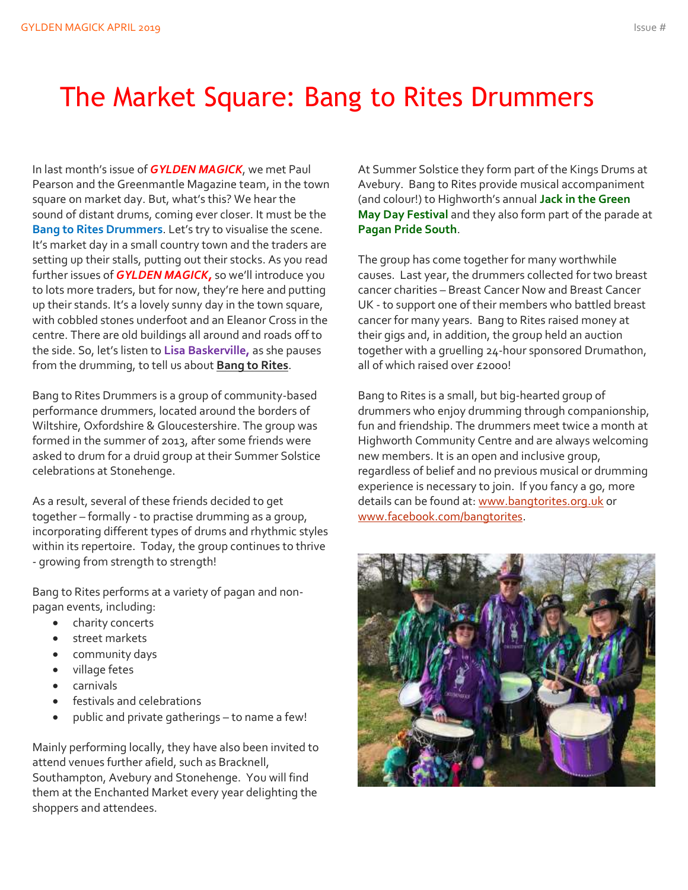# The Market Square: Bang to Rites Drummers

In last month's issue of ***GYLDEN MAGICK***, we met Paul Pearson and the Greenmantle Magazine team, in the town square on market day. But, what's this? We hear the sound of distant drums, coming ever closer. It must be the **Bang to Rites Drummers**. Let's try to visualise the scene. It's market day in a small country town and the traders are setting up their stalls, putting out their stocks. As you read further issues of ***GYLDEN MAGICK,*** so we'll introduce you to lots more traders, but for now, they're here and putting up their stands. It's a lovely sunny day in the town square, with cobbled stones underfoot and an Eleanor Cross in the centre. There are old buildings all around and roads off to the side. So, let's listen to **Lisa Baskerville,** as she pauses from the drumming, to tell us about **Bang to Rites**.

Bang to Rites Drummers is a group of community-based performance drummers, located around the borders of Wiltshire, Oxfordshire & Gloucestershire. The group was formed in the summer of 2013, after some friends were asked to drum for a druid group at their Summer Solstice celebrations at Stonehenge.

As a result, several of these friends decided to get together – formally - to practise drumming as a group, incorporating different types of drums and rhythmic styles within its repertoire. Today, the group continues to thrive - growing from strength to strength!

Bang to Rites performs at a variety of pagan and non-pagan events, including:

- charity concerts
- street markets
- community days
- village fetes
- carnivals
- festivals and celebrations
- public and private gatherings – to name a few!

Mainly performing locally, they have also been invited to attend venues further afield, such as Bracknell, Southampton, Avebury and Stonehenge. You will find them at the Enchanted Market every year delighting the shoppers and attendees.

At Summer Solstice they form part of the Kings Drums at Avebury. Bang to Rites provide musical accompaniment (and colour!) to Highworth's annual **Jack in the Green May Day Festival** and they also form part of the parade at **Pagan Pride South**.

The group has come together for many worthwhile causes. Last year, the drummers collected for two breast cancer charities – Breast Cancer Now and Breast Cancer UK - to support one of their members who battled breast cancer for many years. Bang to Rites raised money at their gigs and, in addition, the group held an auction together with a gruelling 24-hour sponsored Drumathon, all of which raised over £2000!

Bang to Rites is a small, but big-hearted group of drummers who enjoy drumming through companionship, fun and friendship. The drummers meet twice a month at Highworth Community Centre and are always welcoming new members. It is an open and inclusive group, regardless of belief and no previous musical or drumming experience is necessary to join. If you fancy a go, more details can be found at: www.bangtorites.org.uk or www.facebook.com/bangtorites.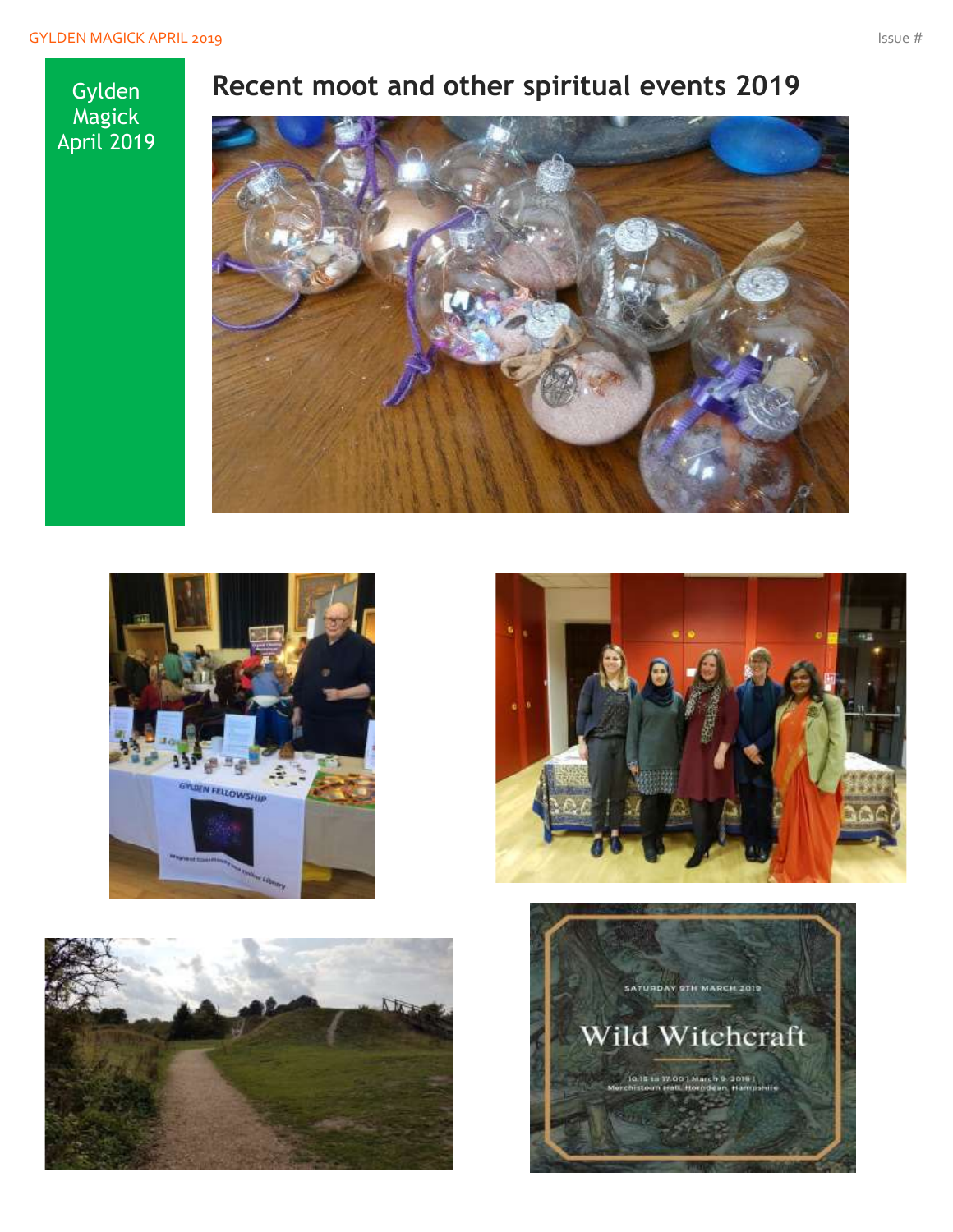Gylden Magick April 2019

## Recent moot and other spiritual events 2019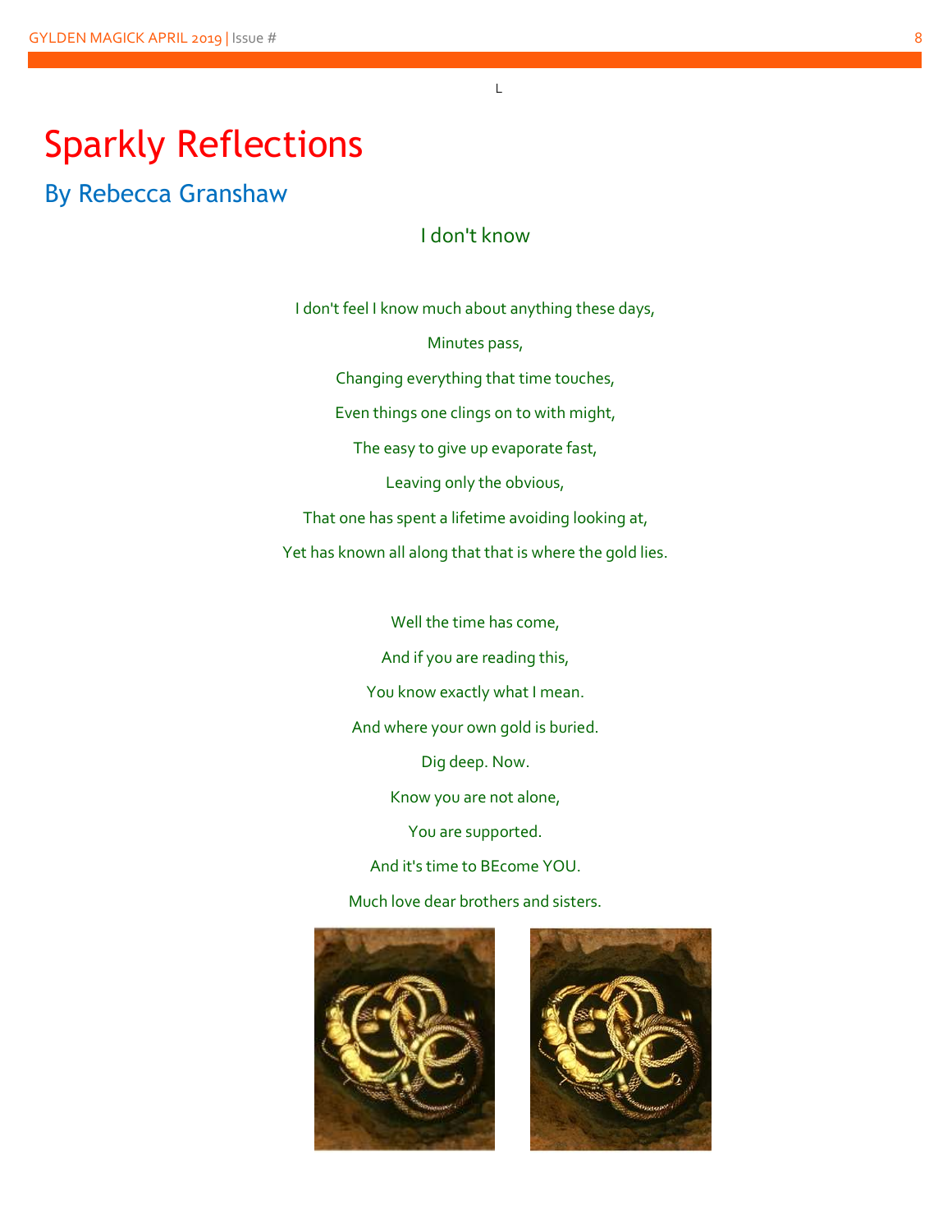L

# Sparkly Reflections

## By Rebecca Granshaw

### I don't know

I don't feel I know much about anything these days,

Minutes pass,

Changing everything that time touches,

Even things one clings on to with might,

The easy to give up evaporate fast,

Leaving only the obvious,

That one has spent a lifetime avoiding looking at,

Yet has known all along that that is where the gold lies.

Well the time has come,

And if you are reading this,

You know exactly what I mean.

And where your own gold is buried.

Dig deep. Now.

Know you are not alone,

You are supported.

And it's time to BEcome YOU.

Much love dear brothers and sisters.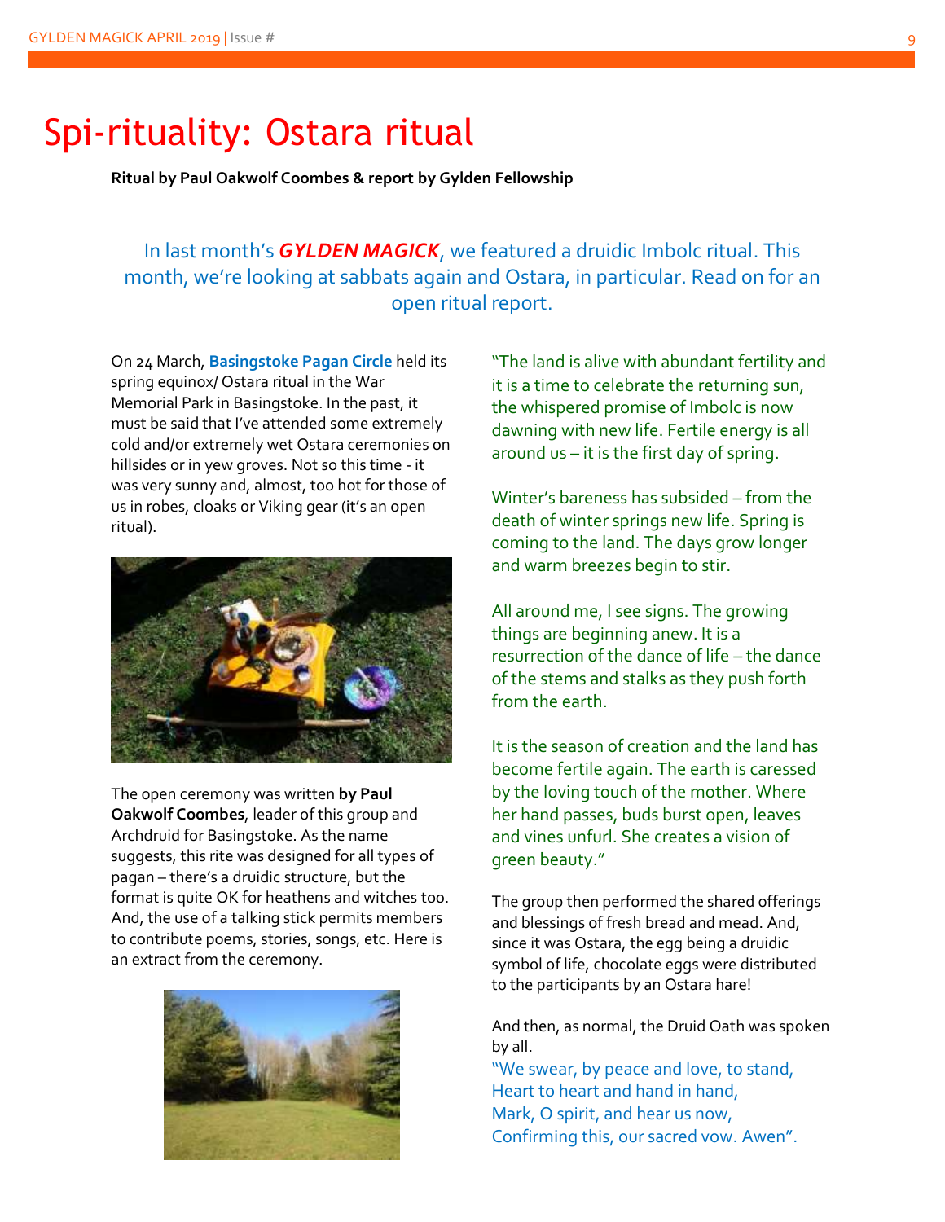# Spi-rituality: Ostara ritual

**Ritual by Paul Oakwolf Coombes & report by Gylden Fellowship**

In last month's ***GYLDEN MAGICK***, we featured a druidic Imbolc ritual. This month, we're looking at sabbats again and Ostara, in particular. Read on for an open ritual report.

On 24 March, **Basingstoke Pagan Circle** held its spring equinox/ Ostara ritual in the War Memorial Park in Basingstoke. In the past, it must be said that I've attended some extremely cold and/or extremely wet Ostara ceremonies on hillsides or in yew groves. Not so this time - it was very sunny and, almost, too hot for those of us in robes, cloaks or Viking gear (it's an open ritual).

The open ceremony was written **by Paul Oakwolf Coombes**, leader of this group and Archdruid for Basingstoke. As the name suggests, this rite was designed for all types of pagan – there's a druidic structure, but the format is quite OK for heathens and witches too. And, the use of a talking stick permits members to contribute poems, stories, songs, etc. Here is an extract from the ceremony.

"The land is alive with abundant fertility and it is a time to celebrate the returning sun, the whispered promise of Imbolc is now dawning with new life. Fertile energy is all around us – it is the first day of spring.

Winter's bareness has subsided – from the death of winter springs new life. Spring is coming to the land. The days grow longer and warm breezes begin to stir.

All around me, I see signs. The growing things are beginning anew. It is a resurrection of the dance of life – the dance of the stems and stalks as they push forth from the earth.

It is the season of creation and the land has become fertile again. The earth is caressed by the loving touch of the mother. Where her hand passes, buds burst open, leaves and vines unfurl. She creates a vision of green beauty."

The group then performed the shared offerings and blessings of fresh bread and mead. And, since it was Ostara, the egg being a druidic symbol of life, chocolate eggs were distributed to the participants by an Ostara hare!

And then, as normal, the Druid Oath was spoken by all.

"We swear, by peace and love, to stand,
Heart to heart and hand in hand,
Mark, O spirit, and hear us now,
Confirming this, our sacred vow. Awen".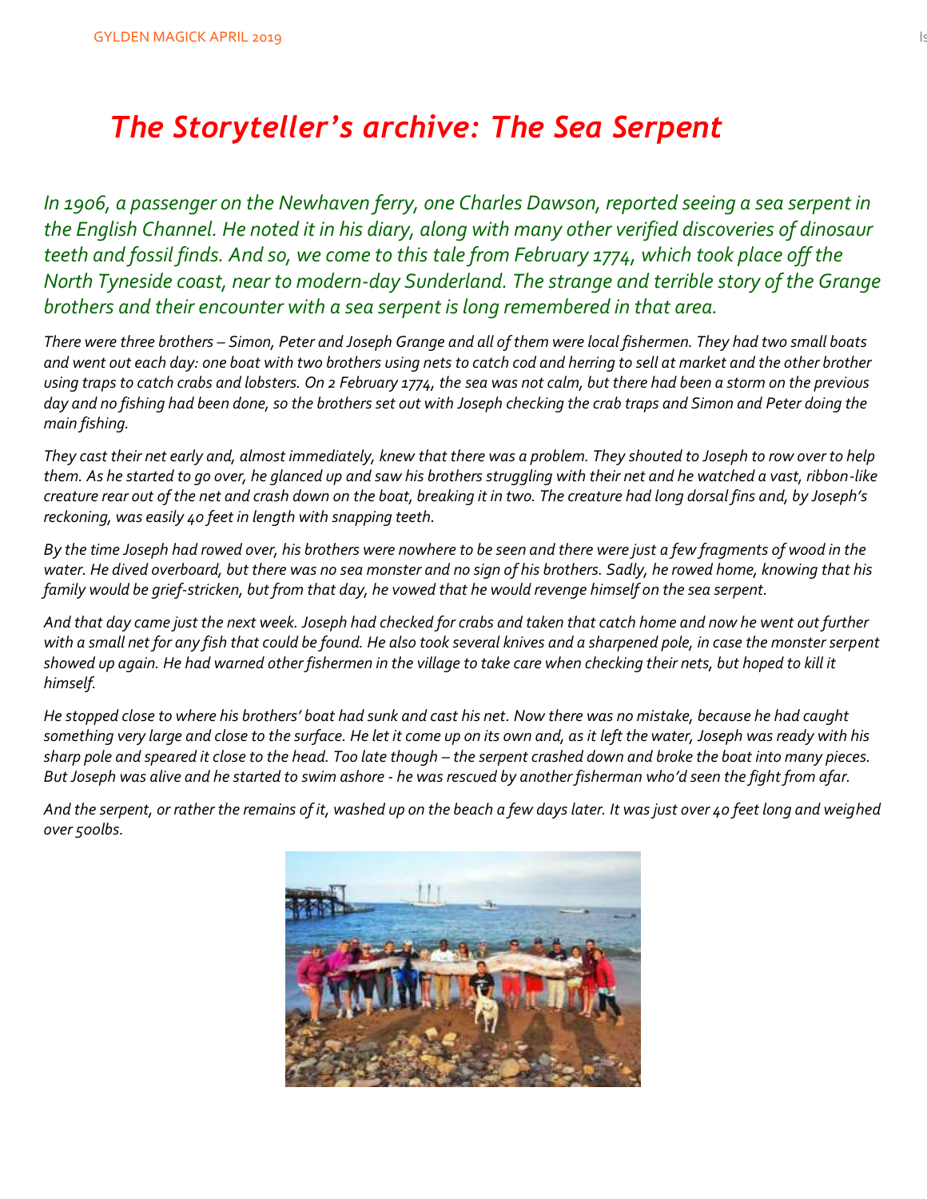# *The Storyteller's archive: The Sea Serpent*

*In 1906, a passenger on the Newhaven ferry, one Charles Dawson, reported seeing a sea serpent in the English Channel. He noted it in his diary, along with many other verified discoveries of dinosaur teeth and fossil finds. And so, we come to this tale from February 1774, which took place off the North Tyneside coast, near to modern-day Sunderland. The strange and terrible story of the Grange brothers and their encounter with a sea serpent is long remembered in that area.*

*There were three brothers – Simon, Peter and Joseph Grange and all of them were local fishermen. They had two small boats and went out each day: one boat with two brothers using nets to catch cod and herring to sell at market and the other brother using traps to catch crabs and lobsters. On 2 February 1774, the sea was not calm, but there had been a storm on the previous day and no fishing had been done, so the brothers set out with Joseph checking the crab traps and Simon and Peter doing the main fishing.*

*They cast their net early and, almost immediately, knew that there was a problem. They shouted to Joseph to row over to help them. As he started to go over, he glanced up and saw his brothers struggling with their net and he watched a vast, ribbon-like creature rear out of the net and crash down on the boat, breaking it in two. The creature had long dorsal fins and, by Joseph's reckoning, was easily 40 feet in length with snapping teeth.*

*By the time Joseph had rowed over, his brothers were nowhere to be seen and there were just a few fragments of wood in the water. He dived overboard, but there was no sea monster and no sign of his brothers. Sadly, he rowed home, knowing that his family would be grief-stricken, but from that day, he vowed that he would revenge himself on the sea serpent.*

*And that day came just the next week. Joseph had checked for crabs and taken that catch home and now he went out further with a small net for any fish that could be found. He also took several knives and a sharpened pole, in case the monster serpent showed up again. He had warned other fishermen in the village to take care when checking their nets, but hoped to kill it himself.*

*He stopped close to where his brothers' boat had sunk and cast his net. Now there was no mistake, because he had caught something very large and close to the surface. He let it come up on its own and, as it left the water, Joseph was ready with his sharp pole and speared it close to the head. Too late though – the serpent crashed down and broke the boat into many pieces. But Joseph was alive and he started to swim ashore - he was rescued by another fisherman who'd seen the fight from afar.*

*And the serpent, or rather the remains of it, washed up on the beach a few days later. It was just over 40 feet long and weighed over 500lbs.*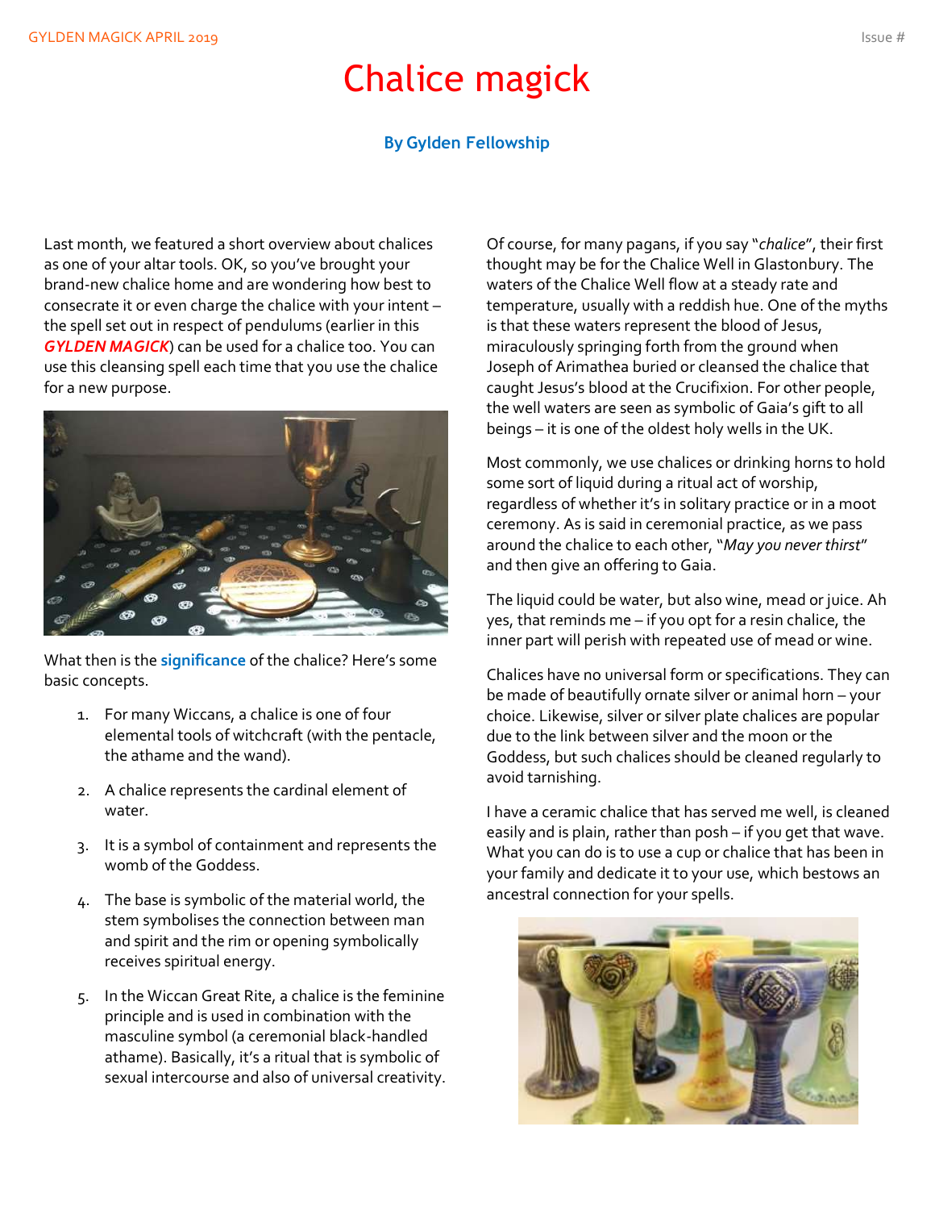# Chalice magick

**By Gylden Fellowship**

Last month, we featured a short overview about chalices as one of your altar tools. OK, so you've brought your brand-new chalice home and are wondering how best to consecrate it or even charge the chalice with your intent – the spell set out in respect of pendulums (earlier in this ***GYLDEN MAGICK***) can be used for a chalice too. You can use this cleansing spell each time that you use the chalice for a new purpose.

What then is the **significance** of the chalice? Here's some basic concepts.

1. For many Wiccans, a chalice is one of four elemental tools of witchcraft (with the pentacle, the athame and the wand).
2. A chalice represents the cardinal element of water.
3. It is a symbol of containment and represents the womb of the Goddess.
4. The base is symbolic of the material world, the stem symbolises the connection between man and spirit and the rim or opening symbolically receives spiritual energy.
5. In the Wiccan Great Rite, a chalice is the feminine principle and is used in combination with the masculine symbol (a ceremonial black-handled athame). Basically, it's a ritual that is symbolic of sexual intercourse and also of universal creativity.

Of course, for many pagans, if you say "*chalice*", their first thought may be for the Chalice Well in Glastonbury. The waters of the Chalice Well flow at a steady rate and temperature, usually with a reddish hue. One of the myths is that these waters represent the blood of Jesus, miraculously springing forth from the ground when Joseph of Arimathea buried or cleansed the chalice that caught Jesus's blood at the Crucifixion. For other people, the well waters are seen as symbolic of Gaia's gift to all beings – it is one of the oldest holy wells in the UK.

Most commonly, we use chalices or drinking horns to hold some sort of liquid during a ritual act of worship, regardless of whether it's in solitary practice or in a moot ceremony. As is said in ceremonial practice, as we pass around the chalice to each other, "*May you never thirst*" and then give an offering to Gaia.

The liquid could be water, but also wine, mead or juice. Ah yes, that reminds me – if you opt for a resin chalice, the inner part will perish with repeated use of mead or wine.

Chalices have no universal form or specifications. They can be made of beautifully ornate silver or animal horn – your choice. Likewise, silver or silver plate chalices are popular due to the link between silver and the moon or the Goddess, but such chalices should be cleaned regularly to avoid tarnishing.

I have a ceramic chalice that has served me well, is cleaned easily and is plain, rather than posh – if you get that wave. What you can do is to use a cup or chalice that has been in your family and dedicate it to your use, which bestows an ancestral connection for your spells.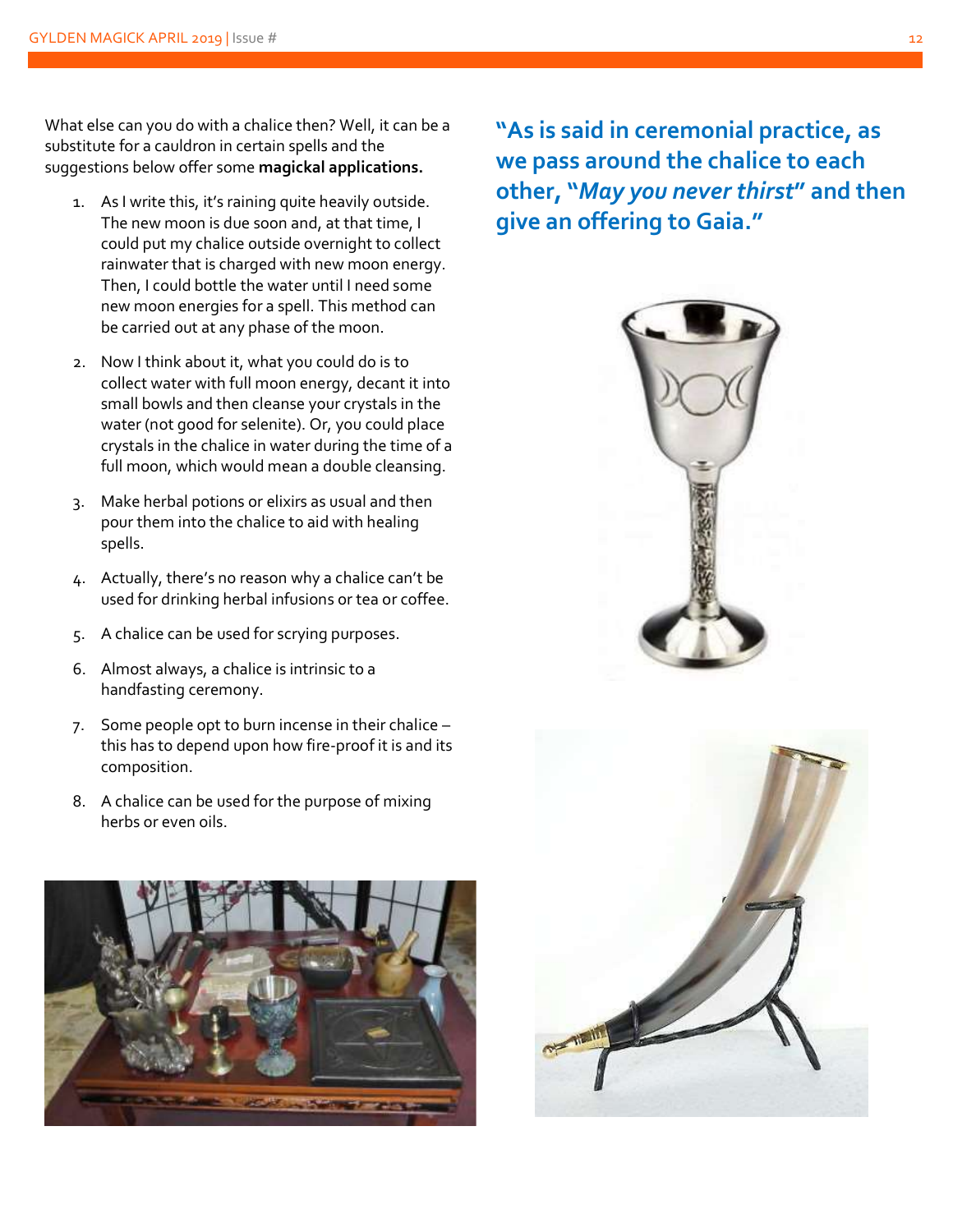What else can you do with a chalice then? Well, it can be a substitute for a cauldron in certain spells and the suggestions below offer some **magickal applications.**

1. As I write this, it's raining quite heavily outside. The new moon is due soon and, at that time, I could put my chalice outside overnight to collect rainwater that is charged with new moon energy. Then, I could bottle the water until I need some new moon energies for a spell. This method can be carried out at any phase of the moon.
2. Now I think about it, what you could do is to collect water with full moon energy, decant it into small bowls and then cleanse your crystals in the water (not good for selenite). Or, you could place crystals in the chalice in water during the time of a full moon, which would mean a double cleansing.
3. Make herbal potions or elixirs as usual and then pour them into the chalice to aid with healing spells.
4. Actually, there's no reason why a chalice can't be used for drinking herbal infusions or tea or coffee.
5. A chalice can be used for scrying purposes.
6. Almost always, a chalice is intrinsic to a handfasting ceremony.
7. Some people opt to burn incense in their chalice – this has to depend upon how fire-proof it is and its composition.
8. A chalice can be used for the purpose of mixing herbs or even oils.

**"As is said in ceremonial practice, as we pass around the chalice to each other, "*May you never thirst*" and then give an offering to Gaia."**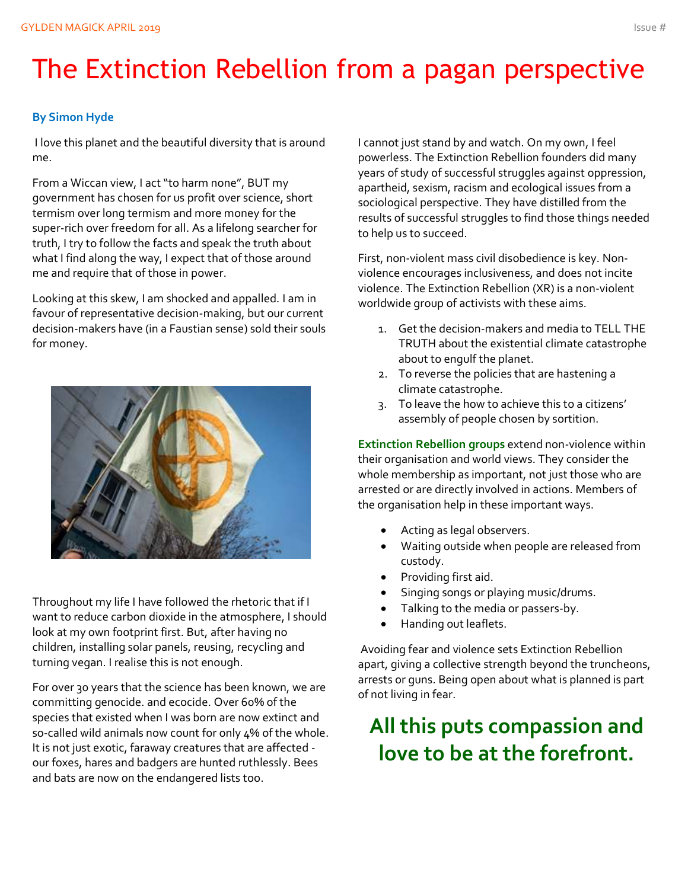# The Extinction Rebellion from a pagan perspective

**By Simon Hyde**

I love this planet and the beautiful diversity that is around me.

From a Wiccan view, I act "to harm none", BUT my government has chosen for us profit over science, short termism over long termism and more money for the super-rich over freedom for all. As a lifelong searcher for truth, I try to follow the facts and speak the truth about what I find along the way, I expect that of those around me and require that of those in power.

Looking at this skew, I am shocked and appalled. I am in favour of representative decision-making, but our current decision-makers have (in a Faustian sense) sold their souls for money.

Throughout my life I have followed the rhetoric that if I want to reduce carbon dioxide in the atmosphere, I should look at my own footprint first. But, after having no children, installing solar panels, reusing, recycling and turning vegan. I realise this is not enough.

For over 30 years that the science has been known, we are committing genocide. and ecocide. Over 60% of the species that existed when I was born are now extinct and so-called wild animals now count for only 4% of the whole. It is not just exotic, faraway creatures that are affected - our foxes, hares and badgers are hunted ruthlessly. Bees and bats are now on the endangered lists too.

I cannot just stand by and watch. On my own, I feel powerless. The Extinction Rebellion founders did many years of study of successful struggles against oppression, apartheid, sexism, racism and ecological issues from a sociological perspective. They have distilled from the results of successful struggles to find those things needed to help us to succeed.

First, non-violent mass civil disobedience is key. Non-violence encourages inclusiveness, and does not incite violence. The Extinction Rebellion (XR) is a non-violent worldwide group of activists with these aims.

1. Get the decision-makers and media to TELL THE TRUTH about the existential climate catastrophe about to engulf the planet.
2. To reverse the policies that are hastening a climate catastrophe.
3. To leave the how to achieve this to a citizens' assembly of people chosen by sortition.

**Extinction Rebellion groups** extend non-violence within their organisation and world views. They consider the whole membership as important, not just those who are arrested or are directly involved in actions. Members of the organisation help in these important ways.

- Acting as legal observers.
- Waiting outside when people are released from custody.
- Providing first aid.
- Singing songs or playing music/drums.
- Talking to the media or passers-by.
- Handing out leaflets.

Avoiding fear and violence sets Extinction Rebellion apart, giving a collective strength beyond the truncheons, arrests or guns. Being open about what is planned is part of not living in fear.

## All this puts compassion and love to be at the forefront.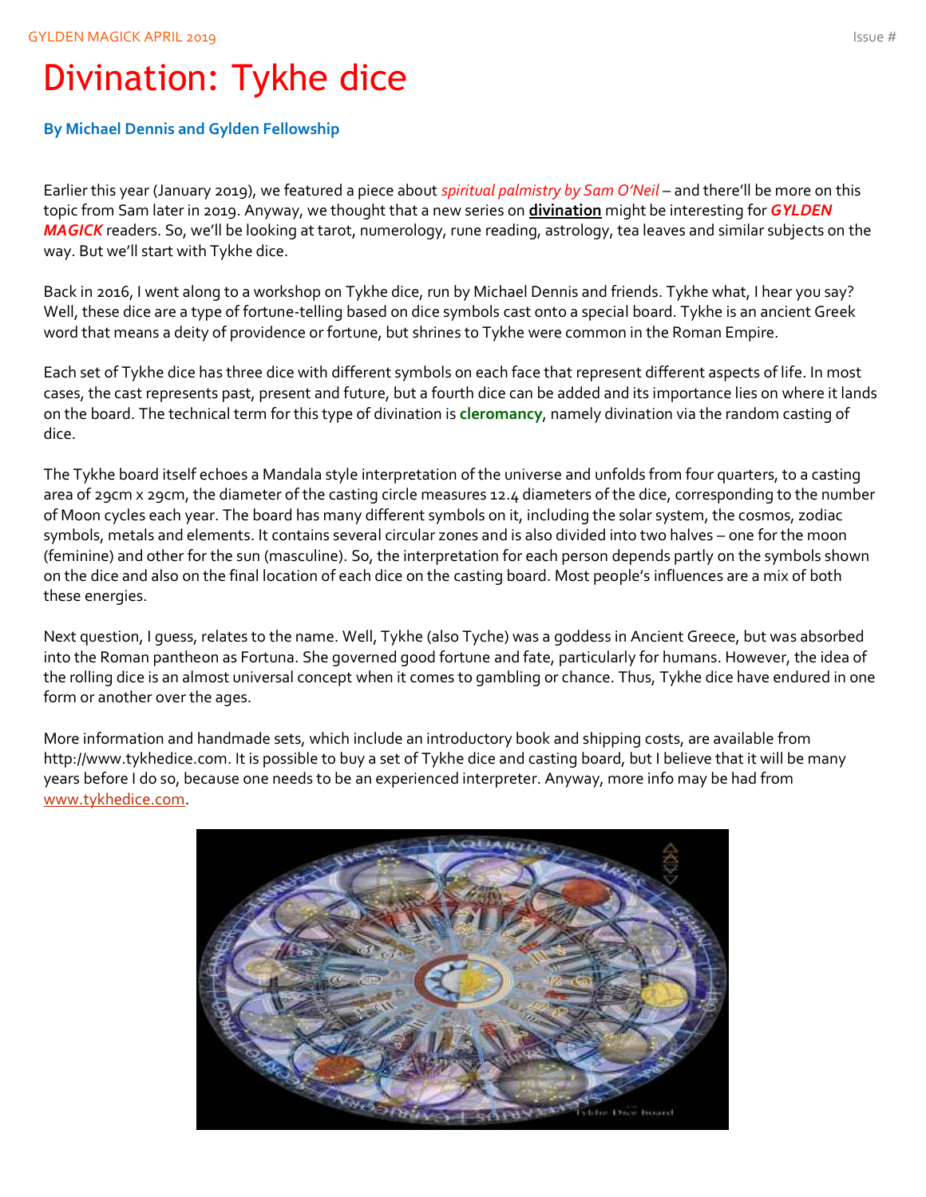# Divination: Tykhe dice

**By Michael Dennis and Gylden Fellowship**

Earlier this year (January 2019), we featured a piece about *spiritual palmistry by Sam O'Neil* – and there'll be more on this topic from Sam later in 2019. Anyway, we thought that a new series on **divination** might be interesting for ***GYLDEN MAGICK*** readers. So, we'll be looking at tarot, numerology, rune reading, astrology, tea leaves and similar subjects on the way. But we'll start with Tykhe dice.

Back in 2016, I went along to a workshop on Tykhe dice, run by Michael Dennis and friends. Tykhe what, I hear you say? Well, these dice are a type of fortune-telling based on dice symbols cast onto a special board. Tykhe is an ancient Greek word that means a deity of providence or fortune, but shrines to Tykhe were common in the Roman Empire.

Each set of Tykhe dice has three dice with different symbols on each face that represent different aspects of life. In most cases, the cast represents past, present and future, but a fourth dice can be added and its importance lies on where it lands on the board. The technical term for this type of divination is **cleromancy**, namely divination via the random casting of dice.

The Tykhe board itself echoes a Mandala style interpretation of the universe and unfolds from four quarters, to a casting area of 29cm x 29cm, the diameter of the casting circle measures 12.4 diameters of the dice, corresponding to the number of Moon cycles each year. The board has many different symbols on it, including the solar system, the cosmos, zodiac symbols, metals and elements. It contains several circular zones and is also divided into two halves – one for the moon (feminine) and other for the sun (masculine). So, the interpretation for each person depends partly on the symbols shown on the dice and also on the final location of each dice on the casting board. Most people's influences are a mix of both these energies.

Next question, I guess, relates to the name. Well, Tykhe (also Tyche) was a goddess in Ancient Greece, but was absorbed into the Roman pantheon as Fortuna. She governed good fortune and fate, particularly for humans. However, the idea of the rolling dice is an almost universal concept when it comes to gambling or chance. Thus, Tykhe dice have endured in one form or another over the ages.

More information and handmade sets, which include an introductory book and shipping costs, are available from http://www.tykhedice.com. It is possible to buy a set of Tykhe dice and casting board, but I believe that it will be many years before I do so, because one needs to be an experienced interpreter. Anyway, more info may be had from www.tykhedice.com.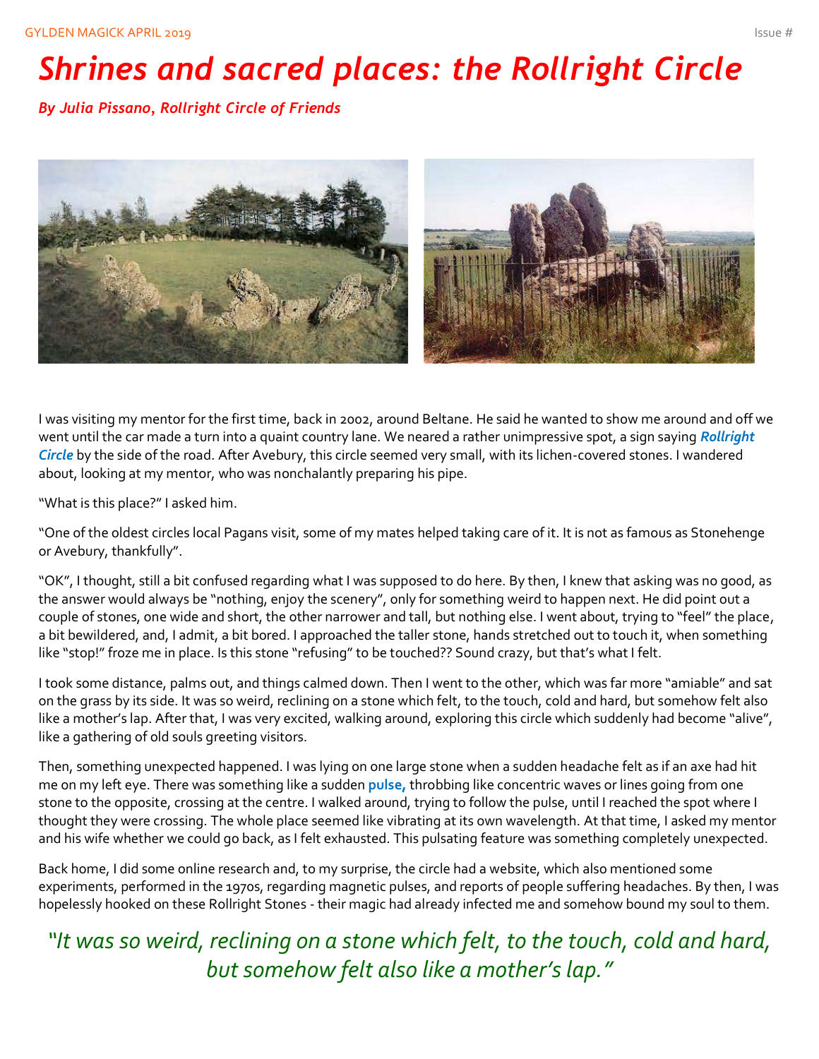# *Shrines and sacred places: the Rollright Circle*

***By Julia Pissano, Rollright Circle of Friends***

I was visiting my mentor for the first time, back in 2002, around Beltane. He said he wanted to show me around and off we went until the car made a turn into a quaint country lane. We neared a rather unimpressive spot, a sign saying ***Rollright Circle*** by the side of the road. After Avebury, this circle seemed very small, with its lichen-covered stones. I wandered about, looking at my mentor, who was nonchalantly preparing his pipe.

"What is this place?" I asked him.

"One of the oldest circles local Pagans visit, some of my mates helped taking care of it. It is not as famous as Stonehenge or Avebury, thankfully".

"OK", I thought, still a bit confused regarding what I was supposed to do here. By then, I knew that asking was no good, as the answer would always be "nothing, enjoy the scenery", only for something weird to happen next. He did point out a couple of stones, one wide and short, the other narrower and tall, but nothing else. I went about, trying to "feel" the place, a bit bewildered, and, I admit, a bit bored. I approached the taller stone, hands stretched out to touch it, when something like "stop!" froze me in place. Is this stone "refusing" to be touched?? Sound crazy, but that's what I felt.

I took some distance, palms out, and things calmed down. Then I went to the other, which was far more "amiable" and sat on the grass by its side. It was so weird, reclining on a stone which felt, to the touch, cold and hard, but somehow felt also like a mother's lap. After that, I was very excited, walking around, exploring this circle which suddenly had become "alive", like a gathering of old souls greeting visitors.

Then, something unexpected happened. I was lying on one large stone when a sudden headache felt as if an axe had hit me on my left eye. There was something like a sudden **pulse,** throbbing like concentric waves or lines going from one stone to the opposite, crossing at the centre. I walked around, trying to follow the pulse, until I reached the spot where I thought they were crossing. The whole place seemed like vibrating at its own wavelength. At that time, I asked my mentor and his wife whether we could go back, as I felt exhausted. This pulsating feature was something completely unexpected.

Back home, I did some online research and, to my surprise, the circle had a website, which also mentioned some experiments, performed in the 1970s, regarding magnetic pulses, and reports of people suffering headaches. By then, I was hopelessly hooked on these Rollright Stones - their magic had already infected me and somehow bound my soul to them.

> *"It was so weird, reclining on a stone which felt, to the touch, cold and hard, but somehow felt also like a mother's lap."*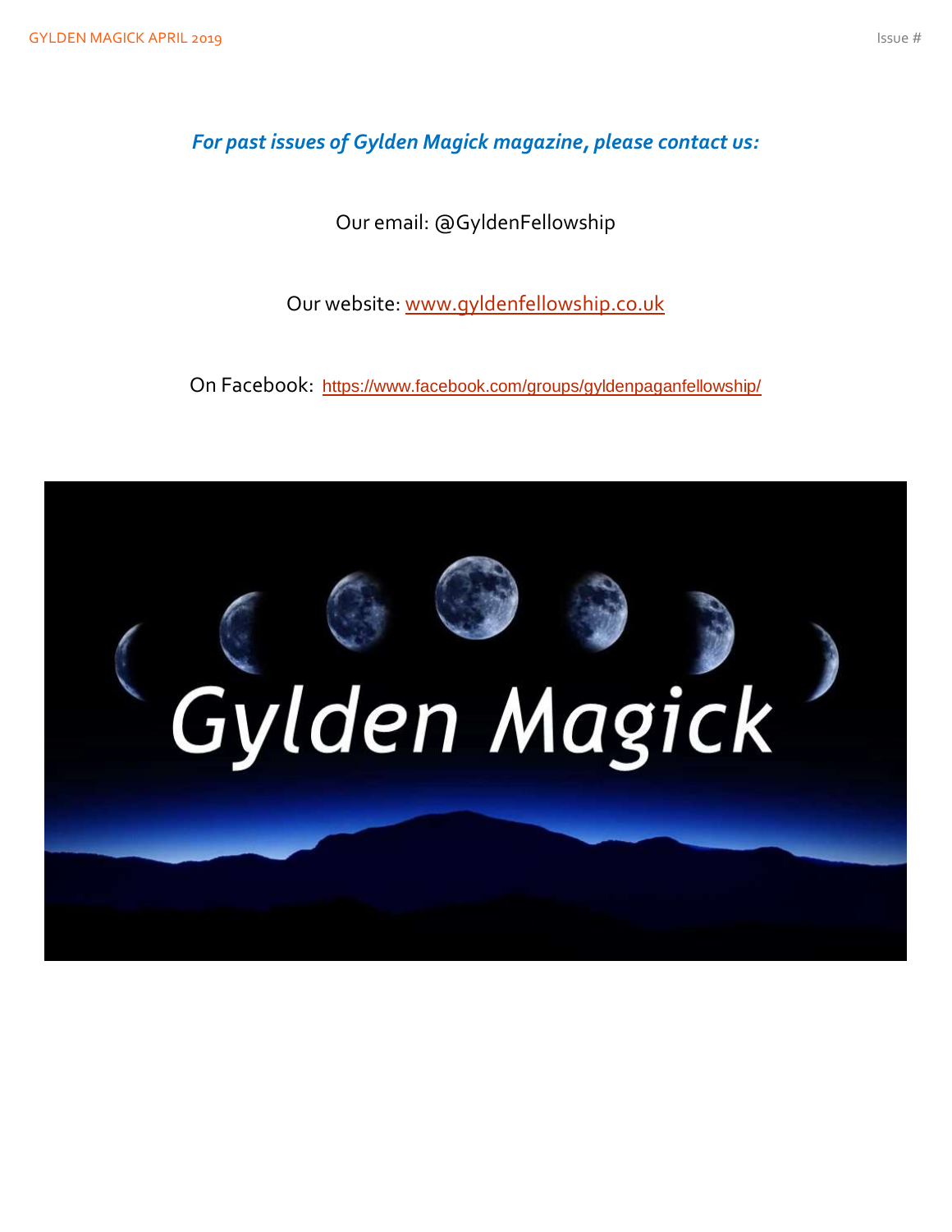***For past issues of Gylden Magick magazine, please contact us:***

Our email: @GyldenFellowship

Our website: www.gyldenfellowship.co.uk

On Facebook: https://www.facebook.com/groups/gyldenpaganfellowship/